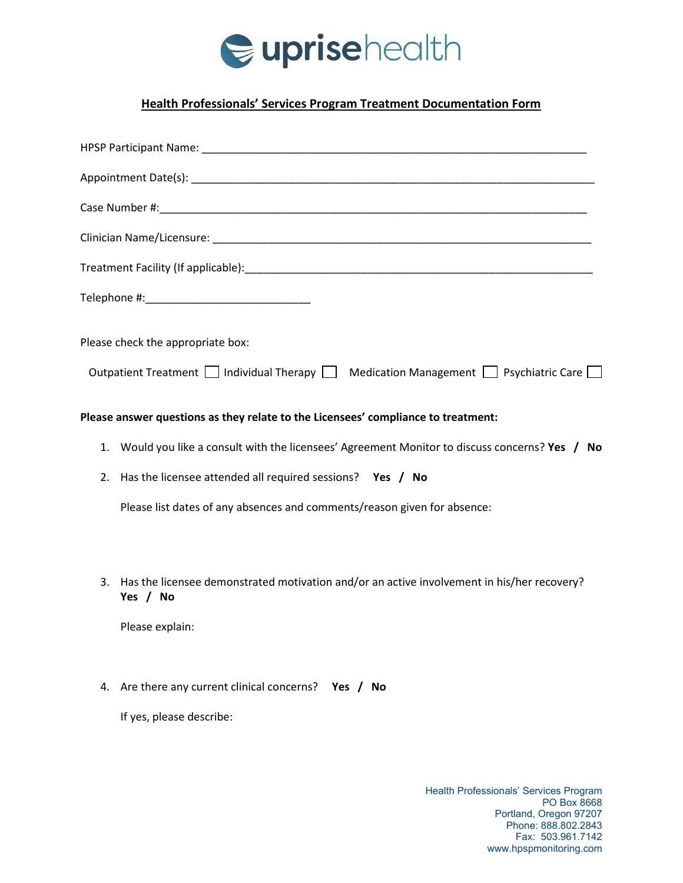uprisehealth

## Health Professionals' Services Program Treatment Documentation Form

HPSP Participant Name: ___________________________________________________________________

Appointment Date(s): _____________________________________________________________________

Case Number #:___________________________________________________________________________

Clinician Name/Licensure: _________________________________________________________________

Treatment Facility (If applicable):___________________________________________________________

Telephone #:___________________________

Please check the appropriate box:

Outpatient Treatment ☐ Individual Therapy ☐ Medication Management ☐ Psychiatric Care ☐

**Please answer questions as they relate to the Licensees' compliance to treatment:**

1. Would you like a consult with the licensees' Agreement Monitor to discuss concerns? **Yes / No**

2. Has the licensee attended all required sessions? **Yes / No**

   Please list dates of any absences and comments/reason given for absence:

3. Has the licensee demonstrated motivation and/or an active involvement in his/her recovery? **Yes / No**

   Please explain:

4. Are there any current clinical concerns? **Yes / No**

   If yes, please describe:

Health Professionals' Services Program
PO Box 8668
Portland, Oregon 97207
Phone: 888.802.2843
Fax: 503.961.7142
www.hpspmonitoring.com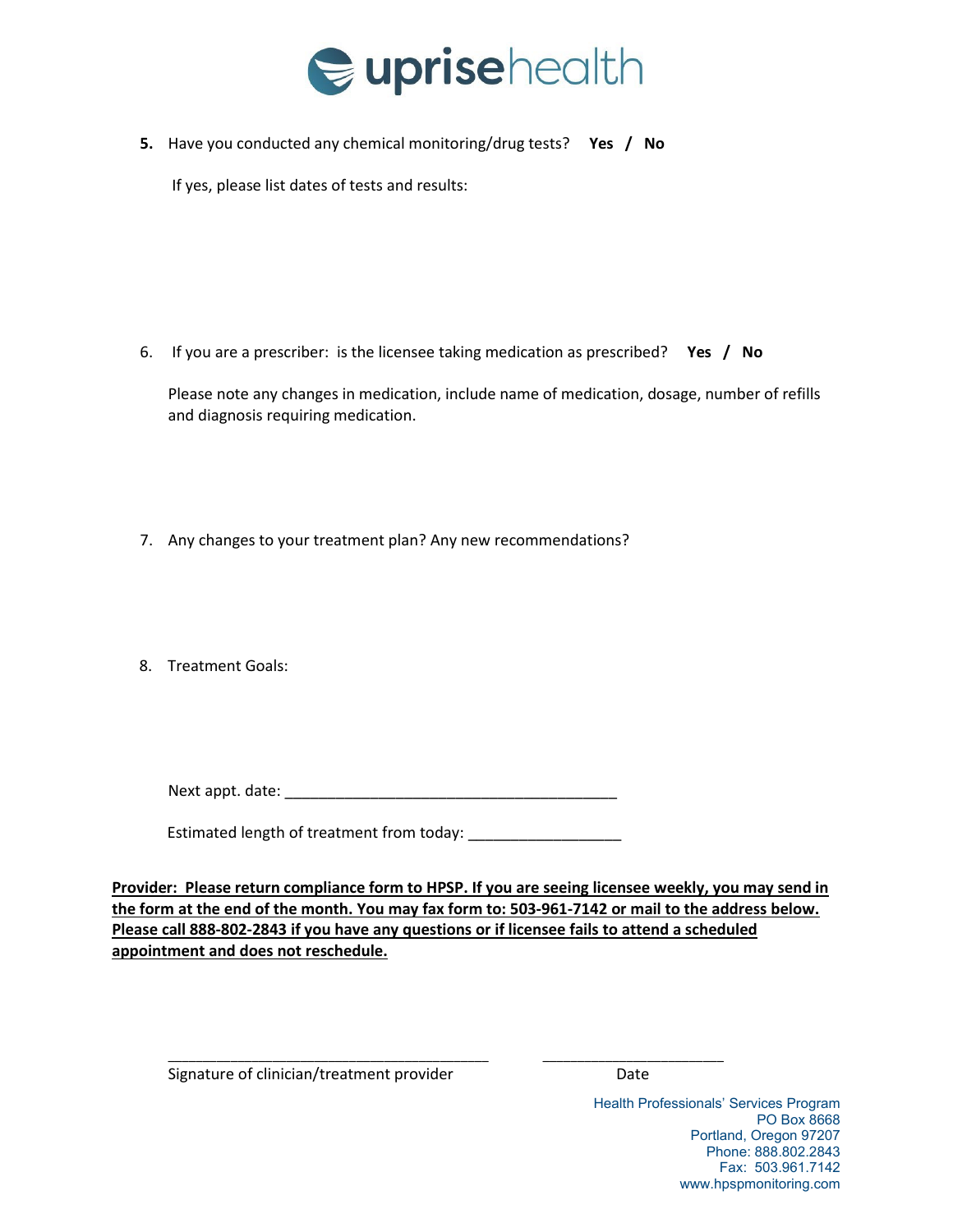uprisehealth

5. Have you conducted any chemical monitoring/drug tests? **Yes / No**

   If yes, please list dates of tests and results:

6. If you are a prescriber: is the licensee taking medication as prescribed? **Yes / No**

   Please note any changes in medication, include name of medication, dosage, number of refills and diagnosis requiring medication.

7. Any changes to your treatment plan? Any new recommendations?

8. Treatment Goals:

   Next appt. date: ________________________________________

   Estimated length of treatment from today: __________________

**Provider: Please return compliance form to HPSP. If you are seeing licensee weekly, you may send in the form at the end of the month. You may fax form to: 503-961-7142 or mail to the address below. Please call 888-802-2843 if you have any questions or if licensee fails to attend a scheduled appointment and does not reschedule.**

_______________________________________ ______________________

Signature of clinician/treatment provider Date

Health Professionals' Services Program
PO Box 8668
Portland, Oregon 97207
Phone: 888.802.2843
Fax: 503.961.7142
www.hpspmonitoring.com